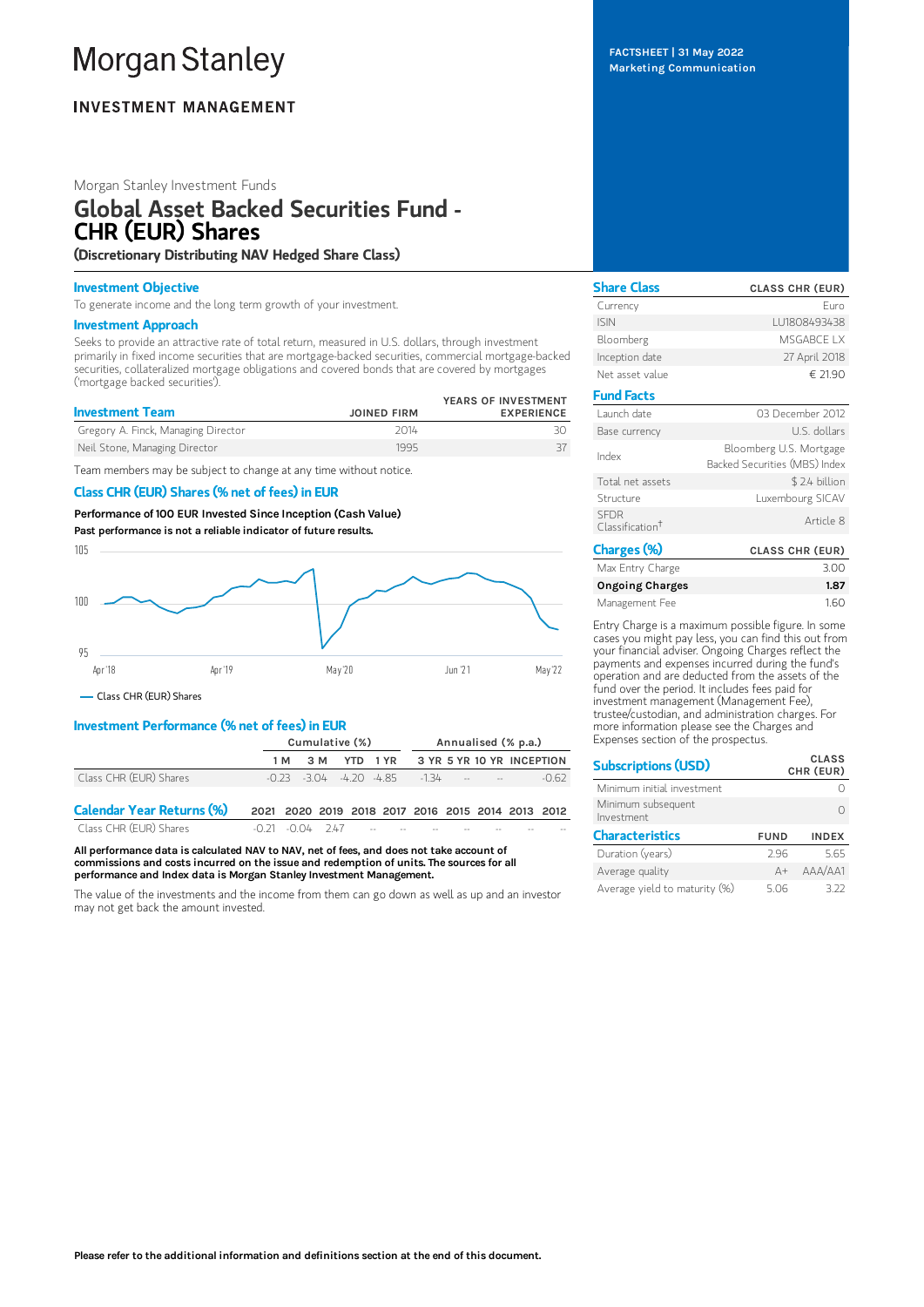# Morgan Stanley

**INVESTMENT MANAGEMENT**

FACTSHEET | 31 May 2022
Marketing Communication

Morgan Stanley Investment Funds

## Global Asset Backed Securities Fund - CHR (EUR) Shares

**(Discretionary Distributing NAV Hedged Share Class)**

### Investment Objective

To generate income and the long term growth of your investment.

### Investment Approach

Seeks to provide an attractive rate of total return, measured in U.S. dollars, through investment primarily in fixed income securities that are mortgage-backed securities, commercial mortgage-backed securities, collateralized mortgage obligations and covered bonds that are covered by mortgages ('mortgage backed securities').

| Investment Team | JOINED FIRM | YEARS OF INVESTMENT EXPERIENCE |
|---|---|---|
| Gregory A. Finck, Managing Director | 2014 | 30 |
| Neil Stone, Managing Director | 1995 | 37 |

Team members may be subject to change at any time without notice.

### Class CHR (EUR) Shares (% net of fees) in EUR

**Performance of 100 EUR Invested Since Inception (Cash Value)**

**Past performance is not a reliable indicator of future results.**

105
100
95
Apr '18
Apr '19
May '20
Jun '21
May '22

Class CHR (EUR) Shares

### Investment Performance (% net of fees) in EUR

| | Cumulative (%) | | | | Annualised (% p.a.) | | | |
|---|---|---|---|---|---|---|---|---|
| | 1 M | 3 M | YTD | 1 YR | 3 YR | 5 YR | 10 YR | INCEPTION |
| Class CHR (EUR) Shares | -0.23 | -3.04 | -4.20 | -4.85 | -1.34 | -- | -- | -0.62 |

| Calendar Year Returns (%) | 2021 | 2020 | 2019 | 2018 | 2017 | 2016 | 2015 | 2014 | 2013 | 2012 |
|---|---|---|---|---|---|---|---|---|---|---|
| Class CHR (EUR) Shares | -0.21 | -0.04 | 2.47 | -- | -- | -- | -- | -- | -- | -- |

**All performance data is calculated NAV to NAV, net of fees, and does not take account of commissions and costs incurred on the issue and redemption of units. The sources for all performance and Index data is Morgan Stanley Investment Management.**

The value of the investments and the income from them can go down as well as up and an investor may not get back the amount invested.

| Share Class | CLASS CHR (EUR) |
|---|---|
| Currency | Euro |
| ISIN | LU1808493438 |
| Bloomberg | MSGABCE LX |
| Inception date | 27 April 2018 |
| Net asset value | € 21.90 |

| Fund Facts | |
|---|---|
| Launch date | 03 December 2012 |
| Base currency | U.S. dollars |
| Index | Bloomberg U.S. Mortgage Backed Securities (MBS) Index |
| Total net assets | $ 2.4 billion |
| Structure | Luxembourg SICAV |
| SFDR Classification† | Article 8 |

| Charges (%) | CLASS CHR (EUR) |
|---|---|
| Max Entry Charge | 3.00 |
| **Ongoing Charges** | **1.87** |
| Management Fee | 1.60 |

Entry Charge is a maximum possible figure. In some cases you might pay less, you can find this out from your financial adviser. Ongoing Charges reflect the payments and expenses incurred during the fund's operation and are deducted from the assets of the fund over the period. It includes fees paid for investment management (Management Fee), trustee/custodian, and administration charges. For more information please see the Charges and Expenses section of the prospectus.

| Subscriptions (USD) | CLASS CHR (EUR) |
|---|---|
| Minimum initial investment | 0 |
| Minimum subsequent Investment | 0 |

| Characteristics | FUND | INDEX |
|---|---|---|
| Duration (years) | 2.96 | 5.65 |
| Average quality | A+ | AAA/AA1 |
| Average yield to maturity (%) | 5.06 | 3.22 |

**Please refer to the additional information and definitions section at the end of this document.**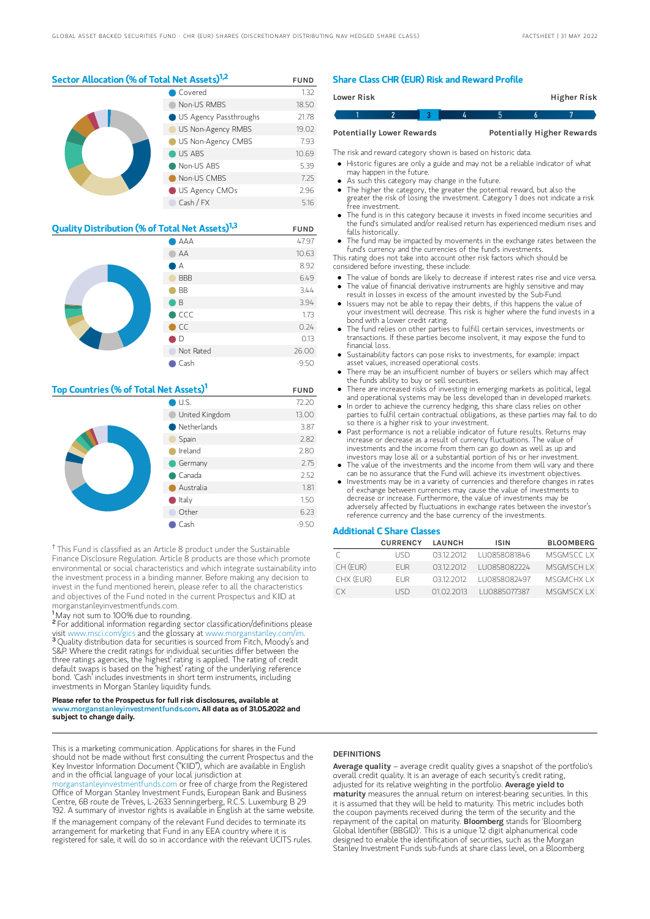## Sector Allocation (% of Total Net Assets)[1,2]

| | FUND |
|---|---|
| Covered | 1.32 |
| Non-US RMBS | 18.50 |
| US Agency Passthroughs | 21.78 |
| US Non-Agency RMBS | 19.02 |
| US Non-Agency CMBS | 7.93 |
| US ABS | 10.69 |
| Non-US ABS | 5.39 |
| Non-US CMBS | 7.25 |
| US Agency CMOs | 2.96 |
| Cash / FX | 5.16 |

## Quality Distribution (% of Total Net Assets)[1,3]

| | FUND |
|---|---|
| AAA | 47.97 |
| AA | 10.63 |
| A | 8.92 |
| BBB | 6.49 |
| BB | 3.44 |
| B | 3.94 |
| CCC | 1.73 |
| CC | 0.24 |
| D | 0.13 |
| Not Rated | 26.00 |
| Cash | -9.50 |

## Top Countries (% of Total Net Assets)[1]

| | FUND |
|---|---|
| U.S. | 72.20 |
| United Kingdom | 13.00 |
| Netherlands | 3.87 |
| Spain | 2.82 |
| Ireland | 2.80 |
| Germany | 2.75 |
| Canada | 2.52 |
| Australia | 1.81 |
| Italy | 1.50 |
| Other | 6.23 |
| Cash | -9.50 |

† This Fund is classified as an Article 8 product under the Sustainable Finance Disclosure Regulation. Article 8 products are those which promote environmental or social characteristics and which integrate sustainability into the investment process in a binding manner. Before making any decision to invest in the fund mentioned herein, please refer to all the characteristics and objectives of the Fund noted in the current Prospectus and KIID at morganstanleyinvestmentfunds.com.

[1] May not sum to 100% due to rounding.

[2] For additional information regarding sector classification/definitions please visit www.msci.com/gics and the glossary at www.morganstanley.com/im.

[3] Quality distribution data for securities is sourced from Fitch, Moody's and S&P. Where the credit ratings for individual securities differ between the three ratings agencies, the 'highest' rating is applied. The rating of credit default swaps is based on the 'highest' rating of the underlying reference bond. 'Cash' includes investments in short term instruments, including investments in Morgan Stanley liquidity funds.

**Please refer to the Prospectus for full risk disclosures, available at www.morganstanleyinvestmentfunds.com. All data as of 31.05.2022 and subject to change daily.**

## Share Class CHR (EUR) Risk and Reward Profile

Lower Risk — Higher Risk

1 2 **3** 4 5 6 7

Potentially Lower Rewards — Potentially Higher Rewards

The risk and reward category shown is based on historic data.

- Historic figures are only a guide and may not be a reliable indicator of what may happen in the future.
- As such this category may change in the future.
- The higher the category, the greater the potential reward, but also the greater the risk of losing the investment. Category 1 does not indicate a risk free investment.
- The fund is in this category because it invests in fixed income securities and the fund's simulated and/or realised return has experienced medium rises and falls historically.
- The fund may be impacted by movements in the exchange rates between the fund's currency and the currencies of the fund's investments.

This rating does not take into account other risk factors which should be considered before investing, these include:

- The value of bonds are likely to decrease if interest rates rise and vice versa.
- The value of financial derivative instruments are highly sensitive and may result in losses in excess of the amount invested by the Sub-Fund.
- Issuers may not be able to repay their debts, if this happens the value of your investment will decrease. This risk is higher where the fund invests in a bond with a lower credit rating.
- The fund relies on other parties to fulfill certain services, investments or transactions. If these parties become insolvent, it may expose the fund to financial loss.
- Sustainability factors can pose risks to investments, for example: impact asset values, increased operational costs.
- There may be an insufficient number of buyers or sellers which may affect the funds ability to buy or sell securities.
- There are increased risks of investing in emerging markets as political, legal and operational systems may be less developed than in developed markets.
- In order to achieve the currency hedging, this share class relies on other parties to fulfil certain contractual obligations, as these parties may fail to do so there is a higher risk to your investment.
- Past performance is not a reliable indicator of future results. Returns may increase or decrease as a result of currency fluctuations. The value of investments and the income from them can go down as well as up and investors may lose all or a substantial portion of his or her investment.
- The value of the investments and the income from them will vary and there can be no assurance that the Fund will achieve its investment objectives.
- Investments may be in a variety of currencies and therefore changes in rates of exchange between currencies may cause the value of investments to decrease or increase. Furthermore, the value of investments may be adversely affected by fluctuations in exchange rates between the investor's reference currency and the base currency of the investments.

## Additional C Share Classes

| | CURRENCY | LAUNCH | ISIN | BLOOMBERG |
|---|---|---|---|---|
| C | USD | 03.12.2012 | LU0858081846 | MSGMSCC LX |
| CH (EUR) | EUR | 03.12.2012 | LU0858082224 | MSGMSCH LX |
| CHX (EUR) | EUR | 03.12.2012 | LU0858082497 | MSGMCHX LX |
| CX | USD | 01.02.2013 | LU0885077387 | MSGMSCX LX |

This is a marketing communication. Applications for shares in the Fund should not be made without first consulting the current Prospectus and the Key Investor Information Document ("KIID"), which are available in English and in the official language of your local jurisdiction at morganstanleyinvestmentfunds.com or free of charge from the Registered Office of Morgan Stanley Investment Funds, European Bank and Business Centre, 6B route de Trèves, L-2633 Senningerberg, R.C.S. Luxemburg B 29 192. A summary of investor rights is available in English at the same website.

If the management company of the relevant Fund decides to terminate its arrangement for marketing that Fund in any EEA country where it is registered for sale, it will do so in accordance with the relevant UCITS rules.

### DEFINITIONS

**Average quality** – average credit quality gives a snapshot of the portfolio's overall credit quality. It is an average of each security's credit rating, adjusted for its relative weighting in the portfolio. **Average yield to maturity** measures the annual return on interest-bearing securities. In this it is assumed that they will be held to maturity. This metric includes both the coupon payments received during the term of the security and the repayment of the capital on maturity. **Bloomberg** stands for 'Bloomberg Global Identifier (BBGID)'. This is a unique 12 digit alphanumerical code designed to enable the identification of securities, such as the Morgan Stanley Investment Funds sub-funds at share class level, on a Bloomberg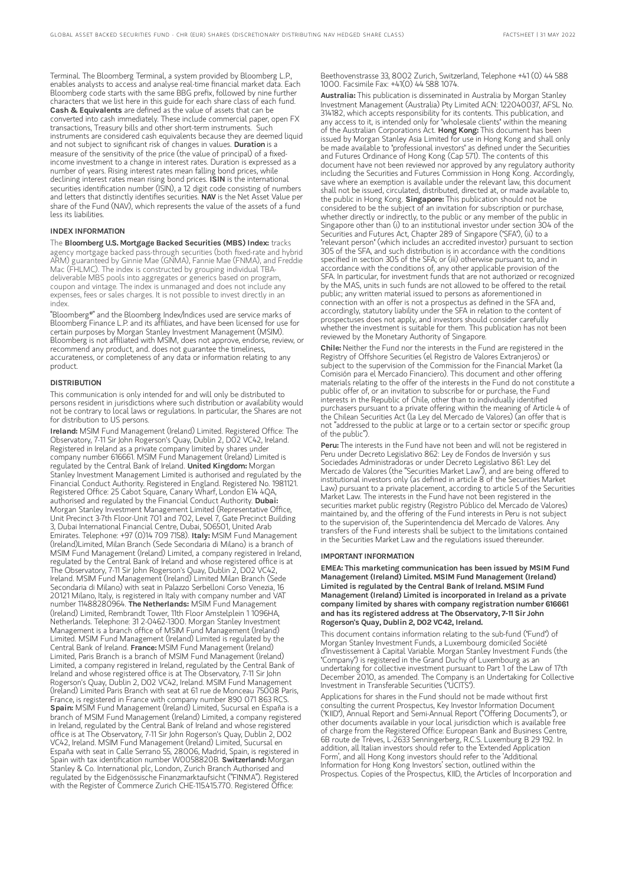Terminal. The Bloomberg Terminal, a system provided by Bloomberg L.P., enables analysts to access and analyse real-time financial market data. Each Bloomberg code starts with the same BBG prefix, followed by nine further characters that we list here in this guide for each share class of each fund. **Cash & Equivalents** are defined as the value of assets that can be converted into cash immediately. These include commercial paper, open FX transactions, Treasury bills and other short-term instruments. Such instruments are considered cash equivalents because they are deemed liquid and not subject to significant risk of changes in values. **Duration** is a measure of the sensitivity of the price (the value of principal) of a fixed-income investment to a change in interest rates. Duration is expressed as a number of years. Rising interest rates mean falling bond prices, while declining interest rates mean rising bond prices. **ISIN** is the international securities identification number (ISIN), a 12 digit code consisting of numbers and letters that distinctly identifies securities. **NAV** is the Net Asset Value per share of the Fund (NAV), which represents the value of the assets of a fund less its liabilities.

### INDEX INFORMATION

The **Bloomberg U.S. Mortgage Backed Securities (MBS) Index:** tracks agency mortgage backed pass-through securities (both fixed-rate and hybrid ARM) guaranteed by Ginnie Mae (GNMA), Fannie Mae (FNMA), and Freddie Mac (FHLMC). The index is constructed by grouping individual TBA-deliverable MBS pools into aggregates or generics based on program, coupon and vintage. The index is unmanaged and does not include any expenses, fees or sales charges. It is not possible to invest directly in an index.

"Bloomberg®" and the Bloomberg Index/Indices used are service marks of Bloomberg Finance L.P. and its affiliates, and have been licensed for use for certain purposes by Morgan Stanley Investment Management (MSIM). Bloomberg is not affiliated with MSIM, does not approve, endorse, review, or recommend any product, and. does not guarantee the timeliness, accurateness, or completeness of any data or information relating to any product.

### DISTRIBUTION

This communication is only intended for and will only be distributed to persons resident in jurisdictions where such distribution or availability would not be contrary to local laws or regulations. In particular, the Shares are not for distribution to US persons.

**Ireland:** MSIM Fund Management (Ireland) Limited. Registered Office: The Observatory, 7-11 Sir John Rogerson's Quay, Dublin 2, D02 VC42, Ireland. Registered in Ireland as a private company limited by shares under company number 616661. MSIM Fund Management (Ireland) Limited is regulated by the Central Bank of Ireland. **United Kingdom:** Morgan Stanley Investment Management Limited is authorised and regulated by the Financial Conduct Authority. Registered in England. Registered No. 1981121. Registered Office: 25 Cabot Square, Canary Wharf, London E14 4QA, authorised and regulated by the Financial Conduct Authority. **Dubai:** Morgan Stanley Investment Management Limited (Representative Office, Unit Precinct 3-7th Floor-Unit 701 and 702, Level 7, Gate Precinct Building 3, Dubai International Financial Centre, Dubai, 506501, United Arab Emirates. Telephone: +97 (0)14 709 7158). **Italy:** MSIM Fund Management (Ireland)Limited, Milan Branch (Sede Secondaria di Milano) is a branch of MSIM Fund Management (Ireland) Limited, a company registered in Ireland, regulated by the Central Bank of Ireland and whose registered office is at The Observatory, 7-11 Sir John Rogerson's Quay, Dublin 2, D02 VC42, Ireland. MSIM Fund Management (Ireland) Limited Milan Branch (Sede Secondaria di Milano) with seat in Palazzo Serbelloni Corso Venezia, 16 20121 Milano, Italy, is registered in Italy with company number and VAT number 11488280964. **The Netherlands:** MSIM Fund Management (Ireland) Limited, Rembrandt Tower, 11th Floor Amstelplein 1 1096HA, Netherlands. Telephone: 31 2-0462-1300. Morgan Stanley Investment Management is a branch office of MSIM Fund Management (Ireland) Limited. MSIM Fund Management (Ireland) Limited is regulated by the Central Bank of Ireland. **France:** MSIM Fund Management (Ireland) Limited, Paris Branch is a branch of MSIM Fund Management (Ireland) Limited, a company registered in Ireland, regulated by the Central Bank of Ireland and whose registered office is at The Observatory, 7-11 Sir John Rogerson's Quay, Dublin 2, D02 VC42, Ireland. MSIM Fund Management (Ireland) Limited Paris Branch with seat at 61 rue de Monceau 75008 Paris, France, is registered in France with company number 890 071 863 RCS. **Spain:** MSIM Fund Management (Ireland) Limited, Sucursal en España is a branch of MSIM Fund Management (Ireland) Limited, a company registered in Ireland, regulated by the Central Bank of Ireland and whose registered office is at The Observatory, 7-11 Sir John Rogerson's Quay, Dublin 2, D02 VC42, Ireland. MSIM Fund Management (Ireland) Limited, Sucursal en España with seat in Calle Serrano 55, 28006, Madrid, Spain, is registered in Spain with tax identification number W0058820B. **Switzerland:** Morgan Stanley & Co. International plc, London, Zurich Branch Authorised and regulated by the Eidgenössische Finanzmarktaufsicht ("FINMA"). Registered with the Register of Commerce Zurich CHE-115.415.770. Registered Office: Beethovenstrasse 33, 8002 Zurich, Switzerland, Telephone +41 (0) 44 588 1000. Facsimile Fax: +41(0) 44 588 1074.

**Australia:** This publication is disseminated in Australia by Morgan Stanley Investment Management (Australia) Pty Limited ACN: 122040037, AFSL No. 314182, which accepts responsibility for its contents. This publication, and any access to it, is intended only for "wholesale clients" within the meaning of the Australian Corporations Act. **Hong Kong:** This document has been issued by Morgan Stanley Asia Limited for use in Hong Kong and shall only be made available to "professional investors" as defined under the Securities and Futures Ordinance of Hong Kong (Cap 571). The contents of this document have not been reviewed nor approved by any regulatory authority including the Securities and Futures Commission in Hong Kong. Accordingly, save where an exemption is available under the relevant law, this document shall not be issued, circulated, distributed, directed at, or made available to, the public in Hong Kong. **Singapore:** This publication should not be considered to be the subject of an invitation for subscription or purchase, whether directly or indirectly, to the public or any member of the public in Singapore other than (i) to an institutional investor under section 304 of the Securities and Futures Act, Chapter 289 of Singapore ("SFA"), (ii) to a "relevant person" (which includes an accredited investor) pursuant to section 305 of the SFA, and such distribution is in accordance with the conditions specified in section 305 of the SFA; or (iii) otherwise pursuant to, and in accordance with the conditions of, any other applicable provision of the SFA. In particular, for investment funds that are not authorized or recognized by the MAS, units in such funds are not allowed to be offered to the retail public; any written material issued to persons as aforementioned in connection with an offer is not a prospectus as defined in the SFA and, accordingly, statutory liability under the SFA in relation to the content of prospectuses does not apply, and investors should consider carefully whether the investment is suitable for them. This publication has not been reviewed by the Monetary Authority of Singapore.

**Chile:** Neither the Fund nor the interests in the Fund are registered in the Registry of Offshore Securities (el Registro de Valores Extranjeros) or subject to the supervision of the Commission for the Financial Market (la Comisión para el Mercado Financiero). This document and other offering materials relating to the offer of the interests in the Fund do not constitute a public offer of, or an invitation to subscribe for or purchase, the Fund interests in the Republic of Chile, other than to individually identified purchasers pursuant to a private offering within the meaning of Article 4 of the Chilean Securities Act (la Ley del Mercado de Valores) (an offer that is not "addressed to the public at large or to a certain sector or specific group of the public").

**Peru:** The interests in the Fund have not been and will not be registered in Peru under Decreto Legislativo 862: Ley de Fondos de Inversión y sus Sociedades Administradoras or under Decreto Legislativo 861: Ley del Mercado de Valores (the "Securities Market Law"), and are being offered to institutional investors only (as defined in article 8 of the Securities Market Law) pursuant to a private placement, according to article 5 of the Securities Market Law. The interests in the Fund have not been registered in the securities market public registry (Registro Público del Mercado de Valores) maintained by, and the offering of the Fund interests in Peru is not subject to the supervision of, the Superintendencia del Mercado de Valores. Any transfers of the Fund interests shall be subject to the limitations contained in the Securities Market Law and the regulations issued thereunder.

### IMPORTANT INFORMATION

**EMEA: This marketing communication has been issued by MSIM Fund Management (Ireland) Limited. MSIM Fund Management (Ireland) Limited is regulated by the Central Bank of Ireland. MSIM Fund Management (Ireland) Limited is incorporated in Ireland as a private company limited by shares with company registration number 616661 and has its registered address at The Observatory, 7-11 Sir John Rogerson's Quay, Dublin 2, D02 VC42, Ireland.**

This document contains information relating to the sub-fund ("Fund") of Morgan Stanley Investment Funds, a Luxembourg domiciled Société d'Investissement à Capital Variable. Morgan Stanley Investment Funds (the "Company") is registered in the Grand Duchy of Luxembourg as an undertaking for collective investment pursuant to Part 1 of the Law of 17th December 2010, as amended. The Company is an Undertaking for Collective Investment in Transferable Securities ("UCITS").

Applications for shares in the Fund should not be made without first consulting the current Prospectus, Key Investor Information Document ("KIID"), Annual Report and Semi-Annual Report ("Offering Documents"), or other documents available in your local jurisdiction which is available free of charge from the Registered Office: European Bank and Business Centre, 6B route de Trèves, L-2633 Senningerberg, R.C.S. Luxemburg B 29 192. In addition, all Italian investors should refer to the 'Extended Application Form', and all Hong Kong investors should refer to the 'Additional Information for Hong Kong Investors' section, outlined within the Prospectus. Copies of the Prospectus, KIID, the Articles of Incorporation and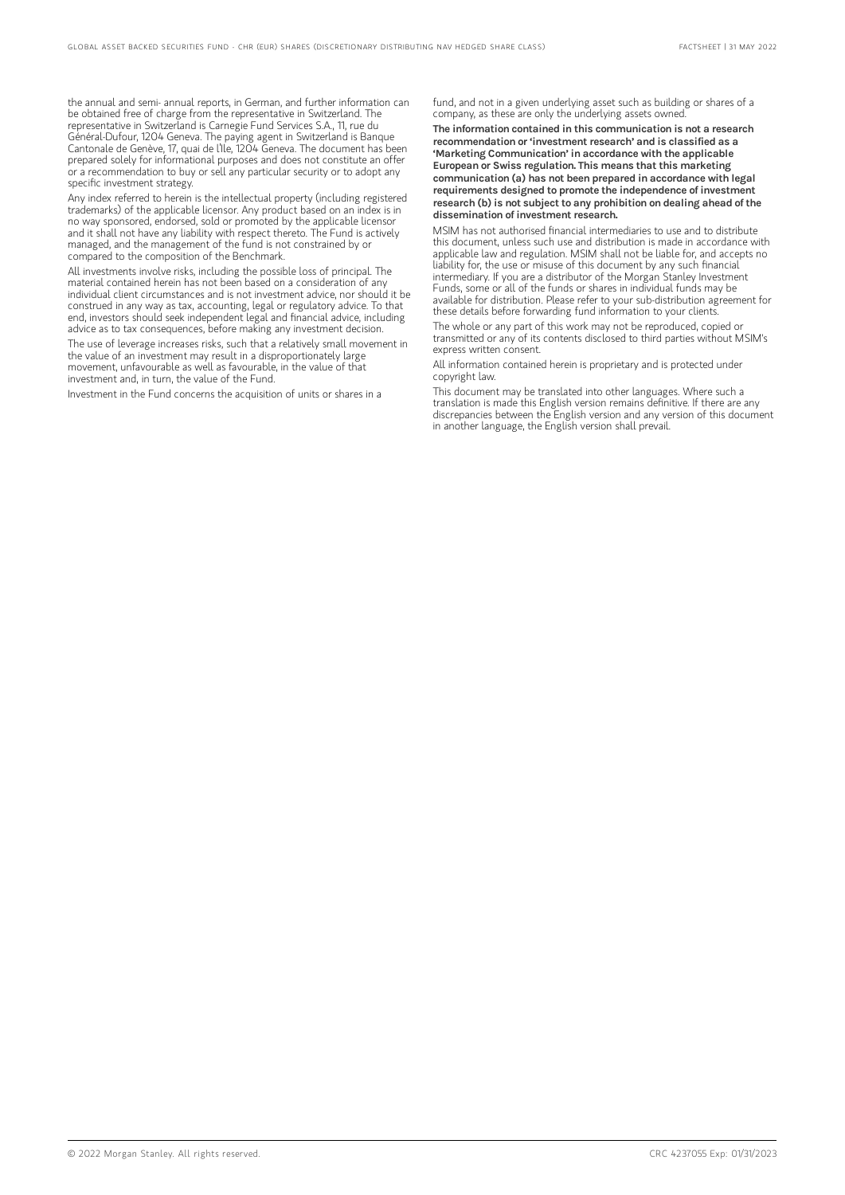the annual and semi- annual reports, in German, and further information can be obtained free of charge from the representative in Switzerland. The representative in Switzerland is Carnegie Fund Services S.A., 11, rue du Général-Dufour, 1204 Geneva. The paying agent in Switzerland is Banque Cantonale de Genève, 17, quai de l'Ile, 1204 Geneva. The document has been prepared solely for informational purposes and does not constitute an offer or a recommendation to buy or sell any particular security or to adopt any specific investment strategy.

Any index referred to herein is the intellectual property (including registered trademarks) of the applicable licensor. Any product based on an index is in no way sponsored, endorsed, sold or promoted by the applicable licensor and it shall not have any liability with respect thereto. The Fund is actively managed, and the management of the fund is not constrained by or compared to the composition of the Benchmark.

All investments involve risks, including the possible loss of principal. The material contained herein has not been based on a consideration of any individual client circumstances and is not investment advice, nor should it be construed in any way as tax, accounting, legal or regulatory advice. To that end, investors should seek independent legal and financial advice, including advice as to tax consequences, before making any investment decision.

The use of leverage increases risks, such that a relatively small movement in the value of an investment may result in a disproportionately large movement, unfavourable as well as favourable, in the value of that investment and, in turn, the value of the Fund.

Investment in the Fund concerns the acquisition of units or shares in a fund, and not in a given underlying asset such as building or shares of a company, as these are only the underlying assets owned.

**The information contained in this communication is not a research recommendation or 'investment research' and is classified as a 'Marketing Communication' in accordance with the applicable European or Swiss regulation. This means that this marketing communication (a) has not been prepared in accordance with legal requirements designed to promote the independence of investment research (b) is not subject to any prohibition on dealing ahead of the dissemination of investment research.**

MSIM has not authorised financial intermediaries to use and to distribute this document, unless such use and distribution is made in accordance with applicable law and regulation. MSIM shall not be liable for, and accepts no liability for, the use or misuse of this document by any such financial intermediary. If you are a distributor of the Morgan Stanley Investment Funds, some or all of the funds or shares in individual funds may be available for distribution. Please refer to your sub-distribution agreement for these details before forwarding fund information to your clients.

The whole or any part of this work may not be reproduced, copied or transmitted or any of its contents disclosed to third parties without MSIM's express written consent.

All information contained herein is proprietary and is protected under copyright law.

This document may be translated into other languages. Where such a translation is made this English version remains definitive. If there are any discrepancies between the English version and any version of this document in another language, the English version shall prevail.

© 2022 Morgan Stanley. All rights reserved.

CRC 4237055 Exp: 01/31/2023